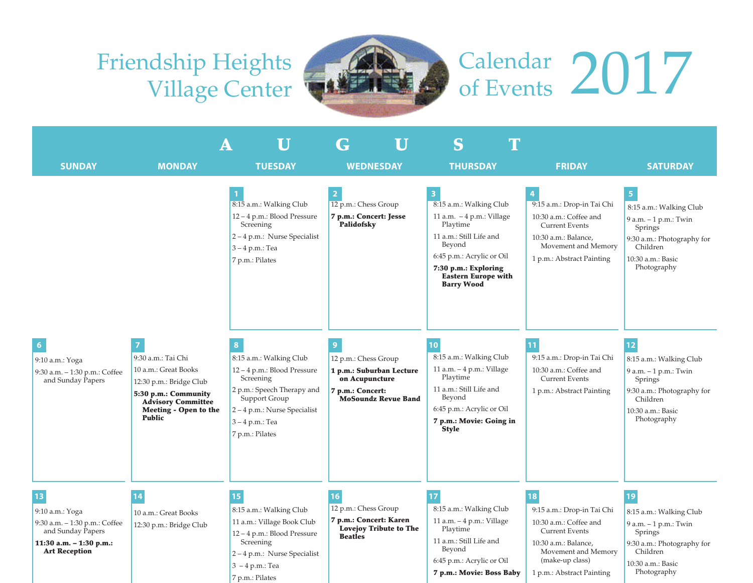# Friendship Heights Village Center

# Calendar of Events 2017

## AUGUST

| SUNDAY | MONDAY | TUESDAY | WEDNESDAY | THURSDAY | FRIDAY | SATURDAY |
|---|---|---|---|---|---|---|
| | | **1**<br>8:15 a.m.: Walking Club<br>12 – 4 p.m.: Blood Pressure Screening<br>2 – 4 p.m.: Nurse Specialist<br>3 – 4 p.m.: Tea<br>7 p.m.: Pilates | **2**<br>12 p.m.: Chess Group<br>**7 p.m.: Concert: Jesse Palidofsky** | **3**<br>8:15 a.m.: Walking Club<br>11 a.m. – 4 p.m.: Village Playtime<br>11 a.m.: Still Life and Beyond<br>6:45 p.m.: Acrylic or Oil<br>**7:30 p.m.: Exploring Eastern Europe with Barry Wood** | **4**<br>9:15 a.m.: Drop-in Tai Chi<br>10:30 a.m.: Coffee and Current Events<br>10:30 a.m.: Balance, Movement and Memory<br>1 p.m.: Abstract Painting | **5**<br>8:15 a.m.: Walking Club<br>9 a.m. – 1 p.m.: Twin Springs<br>9:30 a.m.: Photography for Children<br>10:30 a.m.: Basic Photography |
| **6**<br>9:10 a.m.: Yoga<br>9:30 a.m. – 1:30 p.m.: Coffee and Sunday Papers | **7**<br>9:30 a.m.: Tai Chi<br>10 a.m.: Great Books<br>12:30 p.m.: Bridge Club<br>**5:30 p.m.: Community Advisory Committee Meeting - Open to the Public** | **8**<br>8:15 a.m.: Walking Club<br>12 – 4 p.m.: Blood Pressure Screening<br>2 p.m.: Speech Therapy and Support Group<br>2 – 4 p.m.: Nurse Specialist<br>3 – 4 p.m.: Tea<br>7 p.m.: Pilates | **9**<br>12 p.m.: Chess Group<br>**1 p.m.: Suburban Lecture on Acupuncture**<br>**7 p.m.: Concert: MoSoundz Revue Band** | **10**<br>8:15 a.m.: Walking Club<br>11 a.m. – 4 p.m.: Village Playtime<br>11 a.m.: Still Life and Beyond<br>6:45 p.m.: Acrylic or Oil<br>**7 p.m.: Movie: Going in Style** | **11**<br>9:15 a.m.: Drop-in Tai Chi<br>10:30 a.m.: Coffee and Current Events<br>1 p.m.: Abstract Painting | **12**<br>8:15 a.m.: Walking Club<br>9 a.m. – 1 p.m.: Twin Springs<br>9:30 a.m.: Photography for Children<br>10:30 a.m.: Basic Photography |
| **13**<br>9:10 a.m.: Yoga<br>9:30 a.m. – 1:30 p.m.: Coffee and Sunday Papers<br>**11:30 a.m. – 1:30 p.m.: Art Reception** | **14**<br>10 a.m.: Great Books<br>12:30 p.m.: Bridge Club | **15**<br>8:15 a.m.: Walking Club<br>11 a.m.: Village Book Club<br>12 – 4 p.m.: Blood Pressure Screening<br>2 – 4 p.m.: Nurse Specialist<br>3 – 4 p.m.: Tea<br>7 p.m.: Pilates | **16**<br>12 p.m.: Chess Group<br>**7 p.m.: Concert: Karen Lovejoy Tribute to The Beatles** | **17**<br>8:15 a.m.: Walking Club<br>11 a.m. – 4 p.m.: Village Playtime<br>11 a.m.: Still Life and Beyond<br>6:45 p.m.: Acrylic or Oil<br>**7 p.m.: Movie: Boss Baby** | **18**<br>9:15 a.m.: Drop-in Tai Chi<br>10:30 a.m.: Coffee and Current Events<br>10:30 a.m.: Balance, Movement and Memory (make-up class)<br>1 p.m.: Abstract Painting | **19**<br>8:15 a.m.: Walking Club<br>9 a.m. – 1 p.m.: Twin Springs<br>9:30 a.m.: Photography for Children<br>10:30 a.m.: Basic Photography |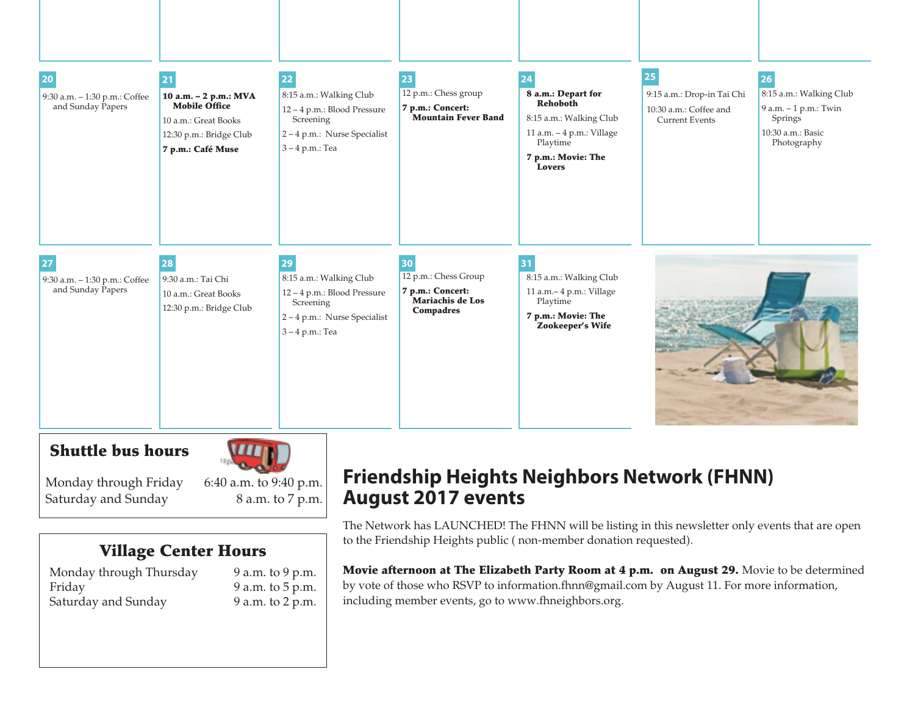| | | | | | | |
|---|---|---|---|---|---|---|
| **20**<br>9:30 a.m. – 1:30 p.m.: Coffee and Sunday Papers | **21**<br>**10 a.m. – 2 p.m.: MVA Mobile Office**<br>10 a.m.: Great Books<br>12:30 p.m.: Bridge Club<br>**7 p.m.: Café Muse** | **22**<br>8:15 a.m.: Walking Club<br>12 – 4 p.m.: Blood Pressure Screening<br>2 – 4 p.m.: Nurse Specialist<br>3 – 4 p.m.: Tea | **23**<br>12 p.m.: Chess group<br>**7 p.m.: Concert: Mountain Fever Band** | **24**<br>**8 a.m.: Depart for Rehoboth**<br>8:15 a.m.: Walking Club<br>11 a.m. – 4 p.m.: Village Playtime<br>**7 p.m.: Movie: The Lovers** | **25**<br>9:15 a.m.: Drop-in Tai Chi<br>10:30 a.m.: Coffee and Current Events | **26**<br>8:15 a.m.: Walking Club<br>9 a.m. – 1 p.m.: Twin Springs<br>10:30 a.m.: Basic Photography |
| **27**<br>9:30 a.m. – 1:30 p.m.: Coffee and Sunday Papers | **28**<br>9:30 a.m.: Tai Chi<br>10 a.m.: Great Books<br>12:30 p.m.: Bridge Club | **29**<br>8:15 a.m.: Walking Club<br>12 – 4 p.m.: Blood Pressure Screening<br>2 – 4 p.m.: Nurse Specialist<br>3 – 4 p.m.: Tea | **30**<br>12 p.m.: Chess Group<br>**7 p.m.: Concert: Mariachis de Los Compadres** | **31**<br>8:15 a.m.: Walking Club<br>11 a.m.– 4 p.m.: Village Playtime<br>**7 p.m.: Movie: The Zookeeper's Wife** | | |

## Shuttle bus hours

| | |
|---|---|
| Monday through Friday | 6:40 a.m. to 9:40 p.m. |
| Saturday and Sunday | 8 a.m. to 7 p.m. |

## Village Center Hours

| | |
|---|---|
| Monday through Thursday | 9 a.m. to 9 p.m. |
| Friday | 9 a.m. to 5 p.m. |
| Saturday and Sunday | 9 a.m. to 2 p.m. |

## Friendship Heights Neighbors Network (FHNN) August 2017 events

The Network has LAUNCHED! The FHNN will be listing in this newsletter only events that are open to the Friendship Heights public ( non-member donation requested).

**Movie afternoon at The Elizabeth Party Room at 4 p.m. on August 29.** Movie to be determined by vote of those who RSVP to information.fhnn@gmail.com by August 11. For more information, including member events, go to www.fhneighbors.org.